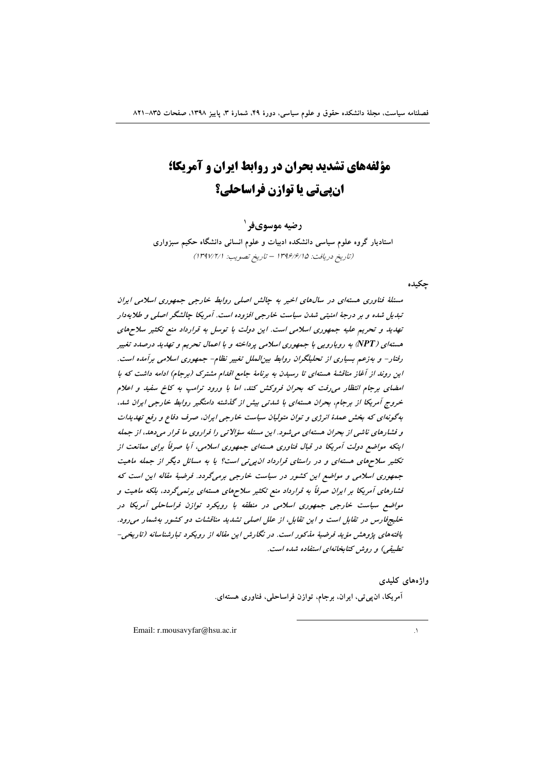# مؤلفه‌های تشدید بحران در روابط ایران و آمریکا؛ ان‌پی‌تی یا توازن فراساحلی؟

**رضیه موسوی‌فر** [1]

استادیار گروه علوم سیاسی دانشکده ادبیات و علوم انسانی دانشگاه حکیم سبزواری

(تاریخ دریافت: ۱۳۹۶/۶/۱۵ – تاریخ تصویب: ۱۳۹۷/۲/۱)

## چکیده

*مسئلهٔ فناوری هسته‌ای در سال‌های اخیر به چالش اصلی روابط خارجی جمهوری اسلامی ایران تبدیل شده و بر درجهٔ امنیتی شدن سیاست خارجی افزوده است. آمریکا چالشگر اصلی و طلایه‌دار تهدید و تحریم علیه جمهوری اسلامی است. این دولت با توسل به قرارداد منع تکثیر سلاح‌های هسته‌ای (NPT) به رویارویی با جمهوری اسلامی پرداخته و با اعمال تحریم و تهدید درصدد تغییر رفتار- و به‌زعم بسیاری از تحلیلگران روابط بین‌الملل تغییر نظام- جمهوری اسلامی برآمده است. این روند از آغاز مناقشهٔ هسته‌ای تا رسیدن به برنامهٔ جامع اقدام مشترک (برجام) ادامه داشت که با امضای برجام انتظار می‌رفت که بحران فروکش کند، اما با ورود ترامپ به کاخ سفید و اعلام خروج آمریکا از برجام، بحران هسته‌ای با شدتی بیش از گذشته دامنگیر روابط خارجی ایران شد، به‌گونه‌ای که بخش عمدهٔ انرژی و توان متولیان سیاست خارجی ایران، صرف دفاع و رفع تهدیدات و فشارهای ناشی از بحران هسته‌ای می‌شود. این مسئله سؤالاتی را فراروی ما قرار می‌دهد، از جمله اینکه مواضع دولت آمریکا در قبال فناوری هسته‌ای جمهوری اسلامی، آیا صرفاً برای ممانعت از تکثیر سلاح‌های هسته‌ای و در راستای قرارداد ان‌پی‌تی است؟ یا به مسائل دیگر از جمله ماهیت جمهوری اسلامی و مواضع این کشور در سیاست خارجی برمی‌گردد. فرضیهٔ مقاله این است که فشارهای آمریکا بر ایران صرفاً به قرارداد منع تکثیر سلاح‌های هسته‌ای برنمی‌گردد، بلکه ماهیت و مواضع سیاست خارجی جمهوری اسلامی در منطقه با رویکرد توازن فراساحلی آمریکا در خلیج‌فارس در تقابل است و این تقابل، از علل اصلی تشدید مناقشات دو کشور به‌شمار می‌رود. یافته‌های پژوهش مؤید فرضیهٔ مذکور است. در نگارش این مقاله از رویکرد تبارشناسانه (تاریخی- تطبیقی) و روش کتابخانه‌ای استفاده شده است.*

## واژه‌های کلیدی

آمریکا، ان‌پی‌تی، ایران، برجام، توازن فراساحلی، فناوری هسته‌ای.

---

[1] Email: r.mousavyfar@hsu.ac.ir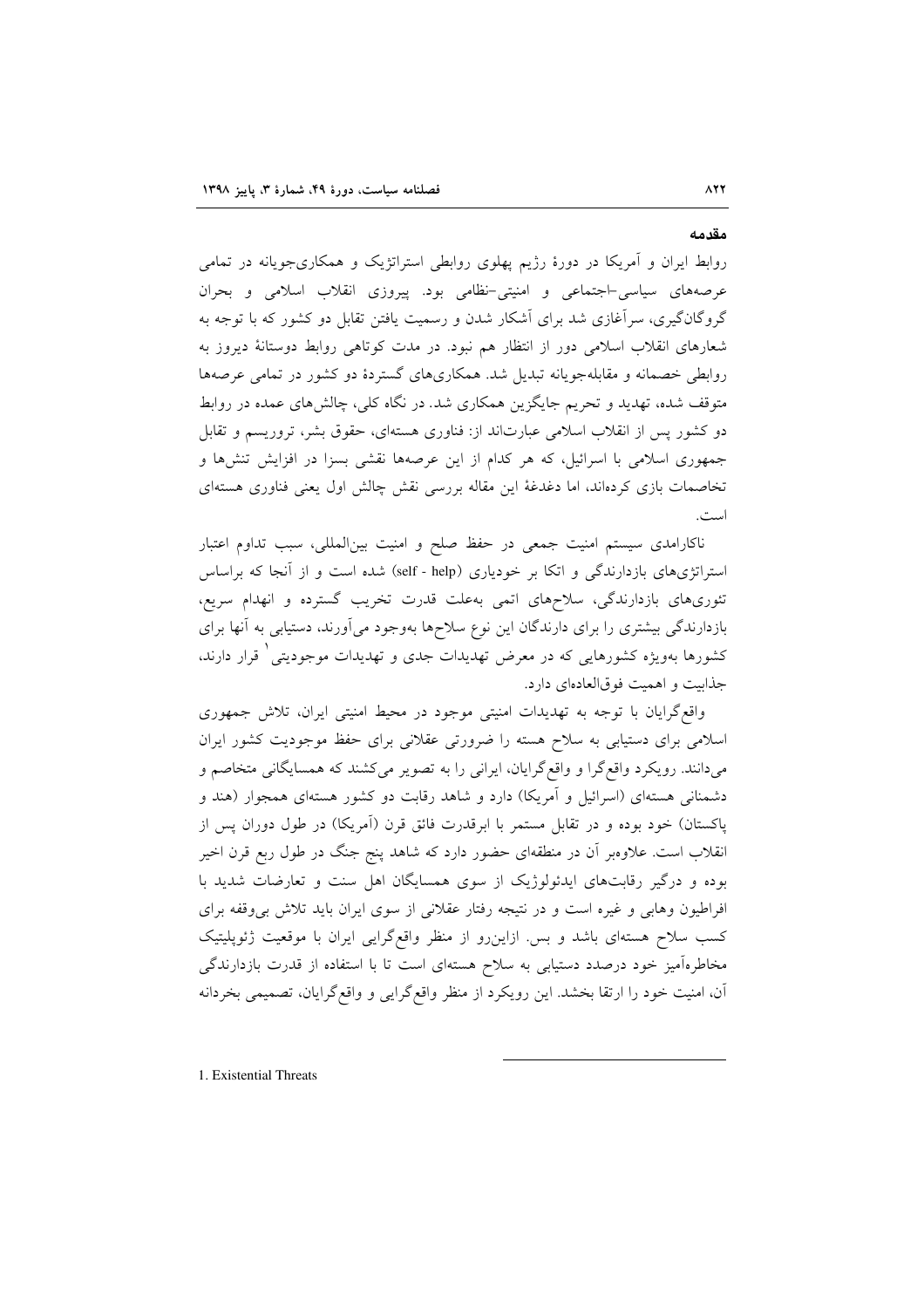## مقدمه

روابط ایران و آمریکا در دورهٔ رژیم پهلوی روابطی استراتژیک و همکاری‌جویانه در تمامی عرصه‌های سیاسی-اجتماعی و امنیتی-نظامی بود. پیروزی انقلاب اسلامی و بحران گروگان‌گیری، سرآغازی شد برای آشکار شدن و رسمیت یافتن تقابل دو کشور که با توجه به شعارهای انقلاب اسلامی دور از انتظار هم نبود. در مدت کوتاهی روابط دوستانهٔ دیروز به روابطی خصمانه و مقابله‌جویانه تبدیل شد. همکاری‌های گستردهٔ دو کشور در تمامی عرصه‌ها متوقف شده، تهدید و تحریم جایگزین همکاری شد. در نگاه کلی، چالش‌های عمده در روابط دو کشور پس از انقلاب اسلامی عبارت‌اند از: فناوری هسته‌ای، حقوق بشر، تروریسم و تقابل جمهوری اسلامی با اسرائیل، که هر کدام از این عرصه‌ها نقشی بسزا در افزایش تنش‌ها و تخاصمات بازی کرده‌اند، اما دغدغهٔ این مقاله بررسی نقش چالش اول یعنی فناوری هسته‌ای است.

ناکارامدی سیستم امنیت جمعی در حفظ صلح و امنیت بین‌المللی، سبب تداوم اعتبار استراتژی‌های بازدارندگی و اتکا بر خودیاری (self - help) شده است و از آنجا که براساس تئوری‌های بازدارندگی، سلاح‌های اتمی به‌علت قدرت تخریب گسترده و انهدام سریع، بازدارندگی بیشتری را برای دارندگان این نوع سلاح‌ها به‌وجود می‌آورند، دستیابی به آنها برای کشورها به‌ویژه کشورهایی که در معرض تهدیدات جدی و تهدیدات موجودیتی[1] قرار دارند، جذابیت و اهمیت فوق‌العاده‌ای دارد.

واقع‌گرایان با توجه به تهدیدات امنیتی موجود در محیط امنیتی ایران، تلاش جمهوری اسلامی برای دستیابی به سلاح هسته را ضرورتی عقلانی برای حفظ موجودیت کشور ایران می‌دانند. رویکرد واقع‌گرا و واقع‌گرایان، ایرانی را به تصویر می‌کشند که همسایگانی متخاصم و دشمنانی هسته‌ای (اسرائیل و آمریکا) دارد و شاهد رقابت دو کشور هسته‌ای همجوار (هند و پاکستان) خود بوده و در تقابل مستمر با ابرقدرت فائق قرن (آمریکا) در طول دوران پس از انقلاب است. علاوه‌بر آن در منطقه‌ای حضور دارد که شاهد پنج جنگ در طول ربع قرن اخیر بوده و درگیر رقابت‌های ایدئولوژیک از سوی همسایگان اهل سنت و تعارضات شدید با افراطیون وهابی و غیره است و در نتیجه رفتار عقلانی از سوی ایران باید تلاش بی‌وقفه برای کسب سلاح هسته‌ای باشد و بس. ازاین‌رو از منظر واقع‌گرایی ایران با موقعیت ژئوپلیتیک مخاطره‌آمیز خود درصدد دستیابی به سلاح هسته‌ای است تا با استفاده از قدرت بازدارندگی آن، امنیت خود را ارتقا بخشد. این رویکرد از منظر واقع‌گرایی و واقع‌گرایان، تصمیمی بخردانه

---

1. Existential Threats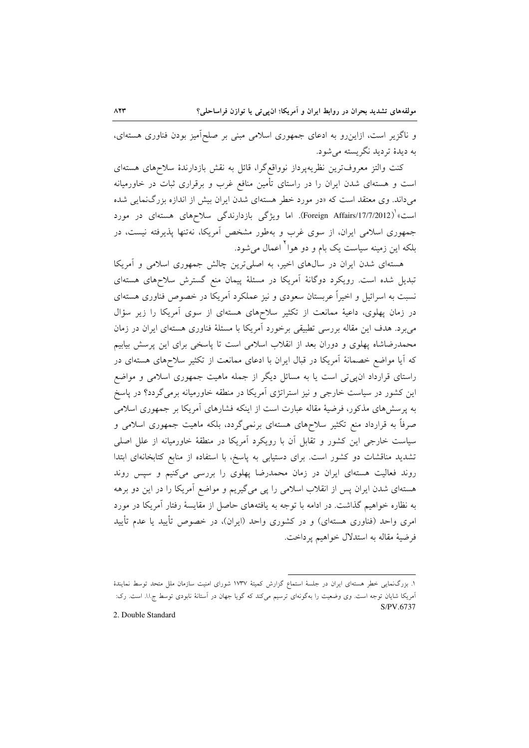و ناگزیر است، ازاین‌رو به ادعای جمهوری اسلامی مبنی بر صلح‌آمیز بودن فناوری هسته‌ای، به دیدهٔ تردید نگریسته می‌شود.

کنت والتز معروف‌ترین نظریه‌پرداز نوواقع‌گرا، قائل به نقش بازدارندهٔ سلاح‌های هسته‌ای است و هسته‌ای شدن ایران را در راستای تأمین منافع غرب و برقراری ثبات در خاورمیانه می‌داند. وی معتقد است که «در مورد خطر هسته‌ای شدن ایران بیش از اندازه بزرگ‌نمایی شده است»[1] (Foreign Affairs/17/7/2012). اما ویژگی بازدارندگی سلاح‌های هسته‌ای در مورد جمهوری اسلامی ایران، از سوی غرب و به‌طور مشخص آمریکا، نه‌تنها پذیرفته نیست، در بلکه این زمینه سیاست یک بام و دو هوا[2] اعمال می‌شود.

هسته‌ای شدن ایران در سال‌های اخیر، به اصلی‌ترین چالش جمهوری اسلامی و آمریکا تبدیل شده است. رویکرد دوگانهٔ آمریکا در مسئلهٔ پیمان منع گسترش سلاح‌های هسته‌ای نسبت به اسرائیل و اخیراً عربستان سعودی و نیز عملکرد آمریکا در خصوص فناوری هسته‌ای در زمان پهلوی، داعیهٔ ممانعت از تکثیر سلاح‌های هسته‌ای از سوی آمریکا را زیر سؤال می‌برد. هدف این مقاله بررسی تطبیقی برخورد آمریکا با مسئلهٔ فناوری هسته‌ای ایران در زمان محمدرضاشاه پهلوی و دوران بعد از انقلاب اسلامی است تا پاسخی برای این پرسش بیابیم که آیا مواضع خصمانهٔ آمریکا در قبال ایران با ادعای ممانعت از تکثیر سلاح‌های هسته‌ای در راستای قرارداد ان‌پی‌تی است یا به مسائل دیگر از جمله ماهیت جمهوری اسلامی و مواضع این کشور در سیاست خارجی و نیز استراتژی آمریکا در منطقه خاورمیانه برمی‌گردد؟ در پاسخ به پرسش‌های مذکور، فرضیهٔ مقاله عبارت است از اینکه فشارهای آمریکا بر جمهوری اسلامی صرفاً به قرارداد منع تکثیر سلاح‌های هسته‌ای برنمی‌گردد، بلکه ماهیت جمهوری اسلامی و سیاست خارجی این کشور و تقابل آن با رویکرد آمریکا در منطقهٔ خاورمیانه از علل اصلی تشدید مناقشات دو کشور است. برای دستیابی به پاسخ، با استفاده از منابع کتابخانه‌ای ابتدا روند فعالیت هسته‌ای ایران در زمان محمدرضا پهلوی را بررسی می‌کنیم و سپس روند هسته‌ای شدن ایران پس از انقلاب اسلامی را پی می‌گیریم و مواضع آمریکا را در این دو برهه به نظاره خواهیم گذاشت. در ادامه با توجه به یافته‌های حاصل از مقایسهٔ رفتار آمریکا در مورد امری واحد (فناوری هسته‌ای) و در کشوری واحد (ایران)، در خصوص تأیید یا عدم تأیید فرضیهٔ مقاله به استدلال خواهیم پرداخت.

---

۱. بزرگ‌نمایی خطر هسته‌ای ایران در جلسهٔ استماع گزارش کمیتهٔ ۱۷۳۷ شورای امنیت سازمان ملل متحد توسط نمایندهٔ آمریکا شایان توجه است. وی وضعیت را به‌گونه‌ای ترسیم می‌کند که گویا جهان در آستانهٔ نابودی توسط ج.ا.ا. است. رک: S/PV.6737

2. Double Standard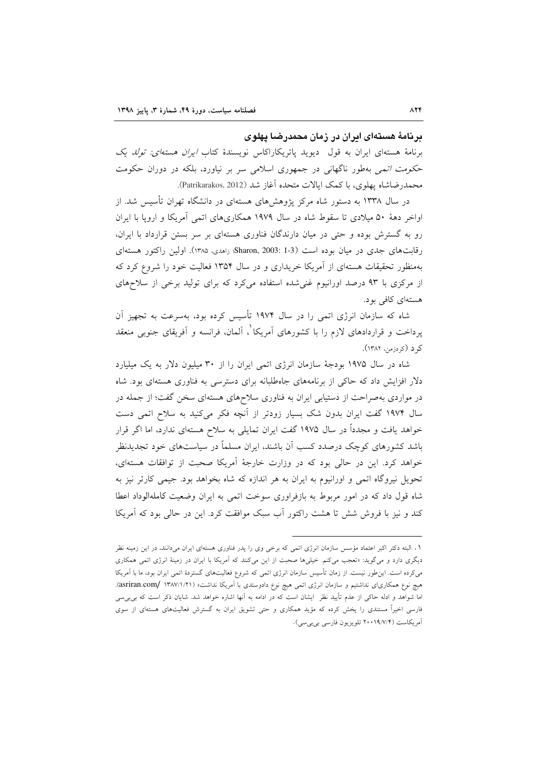### برنامهٔ هسته‌ای ایران در زمان محمدرضا پهلوی

برنامهٔ هسته‌ای ایران به قول دیوید پاتریکاراکاس نویسندهٔ کتاب *ایران هسته‌ای: تولد یک حکومت اتمی* به‌طور ناگهانی در جمهوری اسلامی سر بر نیاورد، بلکه در دوران حکومت محمدرضاشاه پهلوی، با کمک ایالات متحده آغاز شد (Patrikarakos, 2012).

در سال ۱۳۳۸ به دستور شاه مرکز پژوهش‌های هسته‌ای در دانشگاه تهران تأسیس شد. از اواخر دهۀ ۵۰ میلادی تا سقوط شاه در سال ۱۹۷۹ همکاری‌های اتمی آمریکا و اروپا با ایران رو به گسترش بوده و حتی در میان دارندگان فناوری هسته‌ای بر سر بستن قرارداد با ایران، رقابت‌های جدی در میان بوده است (Sharon, 2003: 1-3؛ زاهدی، ۱۳۸۵). اولین راکتور هسته‌ای به‌منظور تحقیقات هسته‌ای از آمریکا خریداری و در سال ۱۳۵۴ فعالیت خود را شروع کرد که از مرکزی با ۹۳ درصد اورانیوم غنی‌شده استفاده می‌کرد که برای تولید برخی از سلاح‌های هسته‌ای کافی بود.

شاه که سازمان انرژی اتمی را در سال ۱۹۷۴ تأسیس کرده بود، به‌سرعت به تجهیز آن پرداخت و قراردادهای لازم را با کشورهای آمریکا[1]، آلمان، فرانسه و آفریقای جنوبی منعقد کرد (کردزمن، ۱۳۸۲).

شاه در سال ۱۹۷۵ بودجۀ سازمان انرژی اتمی ایران را از ۳۰ میلیون دلار به یک میلیارد دلار افزایش داد که حاکی از برنامه‌های جاه‌طلبانه برای دسترسی به فناوری هسته‌ای بود. شاه در مواردی به‌صراحت از دستیابی ایران به فناوری سلاح‌های هسته‌ای سخن گفت؛ از جمله در سال ۱۹۷۴ گفت ایران بدون شک بسیار زودتر از آنچه فکر می‌کنید به سلاح اتمی دست خواهد یافت و مجدداً در سال ۱۹۷۵ گفت ایران تمایلی به سلاح هسته‌ای ندارد، اما اگر قرار باشد کشورهای کوچک درصدد کسب آن باشند، ایران مسلماً در سیاست‌های خود تجدیدنظر خواهد کرد. این در حالی بود که در وزارت خارجۀ آمریکا صحبت از توافقات هسته‌ای، تحویل نیروگاه اتمی و اورانیوم به ایران به هر اندازه که شاه بخواهد بود. جیمی کارتر نیز به شاه قول داد که در امور مربوط به بازفراوری سوخت اتمی به ایران وضعیت کامله‌الوداد اعطا کند و نیز با فروش شش تا هشت راکتور آب سبک موافقت کرد. این در حالی بود که آمریکا

---

۱. البته دکتر اکبر اعتماد مؤسس سازمان انرژی اتمی که برخی وی را پدر فناوری هسته‌ای ایران می‌دانند، در این زمینه نظر دیگری دارد و می‌گوید: «تعجب می‌کنم. خیلی‌ها صحبت از این می‌کنند که آمریکا با ایران در زمینۀ انرژی اتمی همکاری می‌کرده است. این‌طور نیست. از زمان تأسیس سازمان انرژی اتمی که شروع فعالیت‌های گستردۀ اتمی ایران بود، ما با آمریکا هیچ نوع همکاری‌ای نداشتیم و سازمان انرژی اتمی هیچ نوع دادوستدی با آمریکا نداشت» (asriran.com/ ۱۳۸۷/۱/۲۱). اما شواهد و ادله حاکی از عدم تأیید نظر ایشان است که در ادامه به آنها اشاره خواهد شد. شایان ذکر است که بی‌بی‌سی فارسی اخیراً مستندی را پخش کرده که مؤید همکاری و حتی تشویق ایران به گسترش فعالیت‌های هسته‌ای از سوی آمریکاست (۲۰۱۹/۷/۴ تلویزیون فارسی بی‌بی‌سی).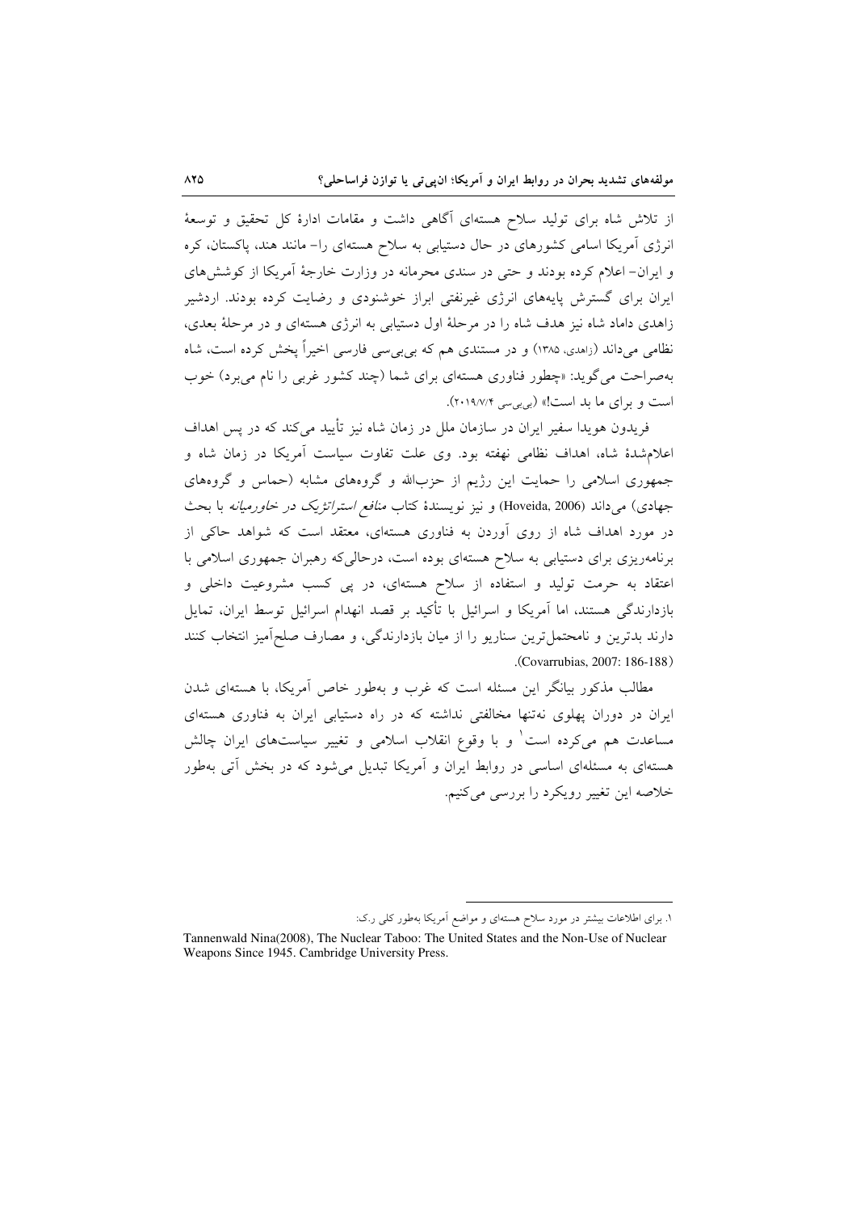از تلاش شاه برای تولید سلاح هسته‌ای آگاهی داشت و مقامات ادارهٔ کل تحقیق و توسعهٔ انرژی آمریکا اسامی کشورهای در حال دستیابی به سلاح هسته‌ای را- مانند هند، پاکستان، کره و ایران- اعلام کرده بودند و حتی در سندی محرمانه در وزارت خارجهٔ آمریکا از کوشش‌های ایران برای گسترش پایه‌های انرژی غیرنفتی ابراز خوشنودی و رضایت کرده بودند. اردشیر زاهدی داماد شاه نیز هدف شاه را در مرحلهٔ اول دستیابی به انرژی هسته‌ای و در مرحلهٔ بعدی، نظامی می‌داند (زاهدی، ۱۳۸۵) و در مستندی هم که بی‌بی‌سی فارسی اخیراً پخش کرده است، شاه به‌صراحت می‌گوید: «چطور فناوری هسته‌ای برای شما (چند کشور غربی را نام می‌برد) خوب است و برای ما بد است!» (بی‌بی‌سی ۲۰۱۹/۷/۴).

فریدون هویدا سفیر ایران در سازمان ملل در زمان شاه نیز تأیید می‌کند که در پس اهداف اعلام‌شدهٔ شاه، اهداف نظامی نهفته بود. وی علت تفاوت سیاست آمریکا در زمان شاه و جمهوری اسلامی را حمایت این رژیم از حزب‌الله و گروه‌های مشابه (حماس و گروه‌های جهادی) می‌داند (Hoveida, 2006) و نیز نویسندهٔ کتاب *منافع استراتژیک در خاورمیانه* با بحث در مورد اهداف شاه از روی آوردن به فناوری هسته‌ای، معتقد است که شواهد حاکی از برنامه‌ریزی برای دستیابی به سلاح هسته‌ای بوده است، درحالی‌که رهبران جمهوری اسلامی با اعتقاد به حرمت تولید و استفاده از سلاح هسته‌ای، در پی کسب مشروعیت داخلی و بازدارندگی هستند، اما آمریکا و اسرائیل با تأکید بر قصد انهدام اسرائیل توسط ایران، تمایل دارند بدترین و نامحتمل‌ترین سناریو را از میان بازدارندگی، و مصارف صلح‌آمیز انتخاب کنند (Covarrubias, 2007: 186-188).

مطالب مذکور بیانگر این مسئله است که غرب و به‌طور خاص آمریکا، با هسته‌ای شدن ایران در دوران پهلوی نه‌تنها مخالفتی نداشته که در راه دستیابی ایران به فناوری هسته‌ای مساعدت هم می‌کرده است[1] و با وقوع انقلاب اسلامی و تغییر سیاست‌های ایران چالش هسته‌ای به مسئله‌ای اساسی در روابط ایران و آمریکا تبدیل می‌شود که در بخش آتی به‌طور خلاصه این تغییر رویکرد را بررسی می‌کنیم.

---

۱. برای اطلاعات بیشتر در مورد سلاح هسته‌ای و مواضع آمریکا به‌طور کلی ر.ک:

Tannenwald Nina(2008), The Nuclear Taboo: The United States and the Non-Use of Nuclear Weapons Since 1945. Cambridge University Press.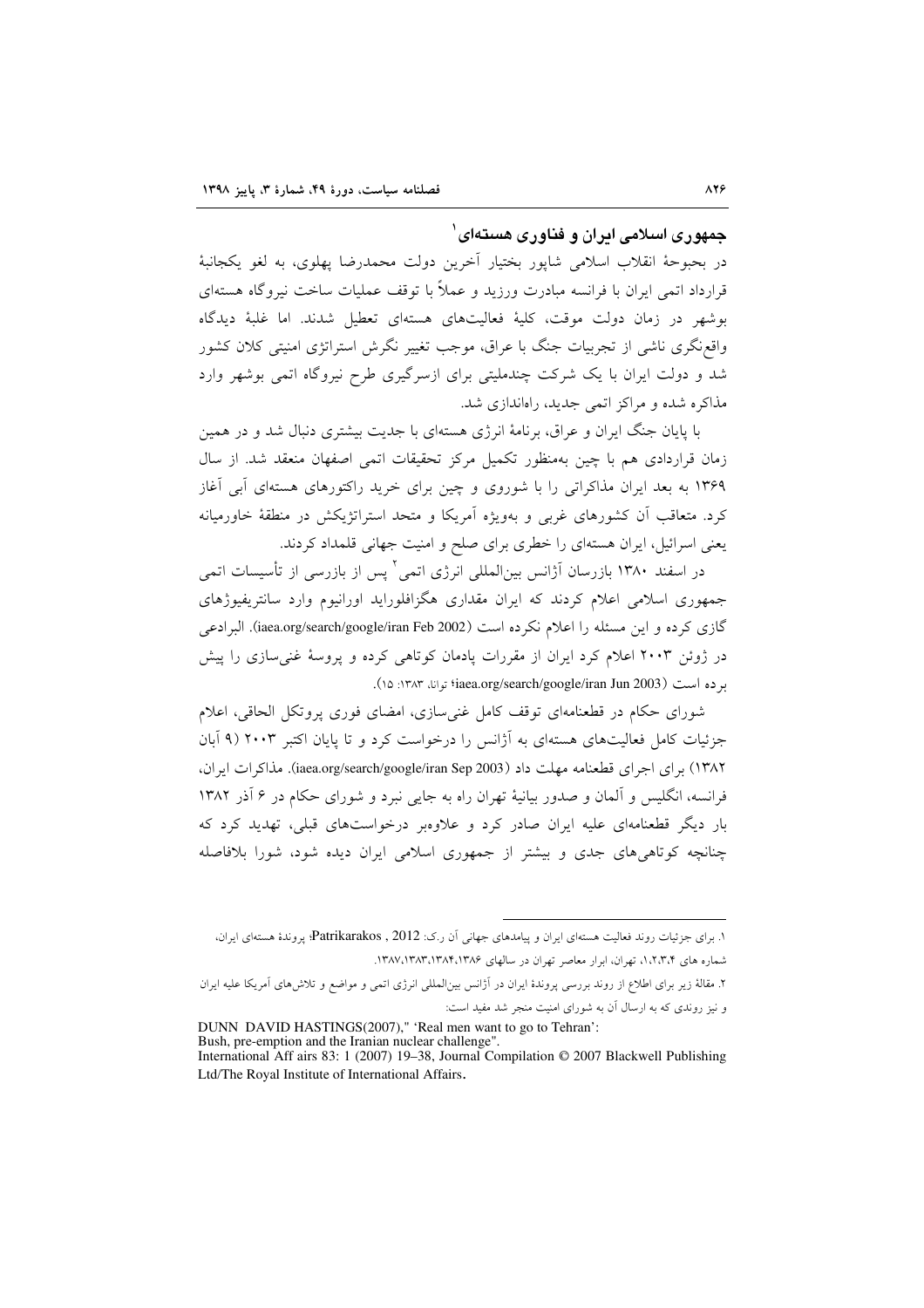## جمهوری اسلامی ایران و فناوری هسته‌ای[1]

در بحبوحهٔ انقلاب اسلامی شاپور بختیار آخرین دولت محمدرضا پهلوی، به لغو یکجانبهٔ قرارداد اتمی ایران با فرانسه مبادرت ورزید و عملاً با توقف عملیات ساخت نیروگاه هسته‌ای بوشهر در زمان دولت موقت، کلیهٔ فعالیت‌های هسته‌ای تعطیل شدند. اما غلبهٔ دیدگاه واقع‌نگری ناشی از تجربیات جنگ با عراق، موجب تغییر نگرش استراتژی امنیتی کلان کشور شد و دولت ایران با یک شرکت چندملیتی برای ازسرگیری طرح نیروگاه اتمی بوشهر وارد مذاکره شده و مراکز اتمی جدید، راه‌اندازی شد.

با پایان جنگ ایران و عراق، برنامهٔ انرژی هسته‌ای با جدیت بیشتری دنبال شد و در همین زمان قراردادی هم با چین به‌منظور تکمیل مرکز تحقیقات اتمی اصفهان منعقد شد. از سال ۱۳۶۹ به بعد ایران مذاکراتی را با شوروی و چین برای خرید راکتورهای هسته‌ای آبی آغاز کرد. متعاقب آن کشورهای غربی و به‌ویژه آمریکا و متحد استراتژیکش در منطقهٔ خاورمیانه یعنی اسرائیل، ایران هسته‌ای را خطری برای صلح و امنیت جهانی قلمداد کردند.

در اسفند ۱۳۸۰ بازرسان آژانس بین‌المللی انرژی اتمی[2] پس از بازرسی از تأسیسات اتمی جمهوری اسلامی اعلام کردند که ایران مقداری هگزافلوراید اورانیوم وارد سانتریفیوژهای گازی کرده و این مسئله را اعلام نکرده است (iaea.org/search/google/iran Feb 2002). البرادعی در ژوئن ۲۰۰۳ اعلام کرد ایران از مقررات پادمان کوتاهی کرده و پروسهٔ غنی‌سازی را پیش برده است (iaea.org/search/google/iran Jun 2003؛ توانا، ۱۳۸۳: ۱۵).

شورای حکام در قطعنامه‌ای توقف کامل غنی‌سازی، امضای فوری پروتکل الحاقی، اعلام جزئیات کامل فعالیت‌های هسته‌ای به آژانس را درخواست کرد و تا پایان اکتبر ۲۰۰۳ (۹ آبان ۱۳۸۲) برای اجرای قطعنامه مهلت داد (iaea.org/search/google/iran Sep 2003). مذاکرات ایران، فرانسه، انگلیس و آلمان و صدور بیانیهٔ تهران راه به جایی نبرد و شورای حکام در ۶ آذر ۱۳۸۲ بار دیگر قطعنامه‌ای علیه ایران صادر کرد و علاوه‌بر درخواست‌های قبلی، تهدید کرد که چنانچه کوتاهی‌های جدی و بیشتر از جمهوری اسلامی ایران دیده شود، شورا بلافاصله

---

۱. برای جزئیات روند فعالیت هسته‌ای ایران و پیامدهای جهانی آن ر.ک: Patrikarakos , 2012؛ پروندهٔ هسته‌ای ایران، شماره های ۱،۲،۳،۴، تهران، ابرار معاصر تهران در سالهای ۱۳۸۶،۱۳۸۴،۱۳۸۳،۱۳۸۷.

۲. مقالهٔ زیر برای اطلاع از روند بررسی پروندهٔ ایران در آژانس بین‌المللی انرژی اتمی و مواضع و تلاش‌های آمریکا علیه ایران و نیز روندی که به ارسال آن به شورای امنیت منجر شد مفید است:

DUNN DAVID HASTINGS(2007)," 'Real men want to go to Tehran':
Bush, pre-emption and the Iranian nuclear challenge".
International Aff airs 83: 1 (2007) 19–38, Journal Compilation © 2007 Blackwell Publishing Ltd/The Royal Institute of International Affairs.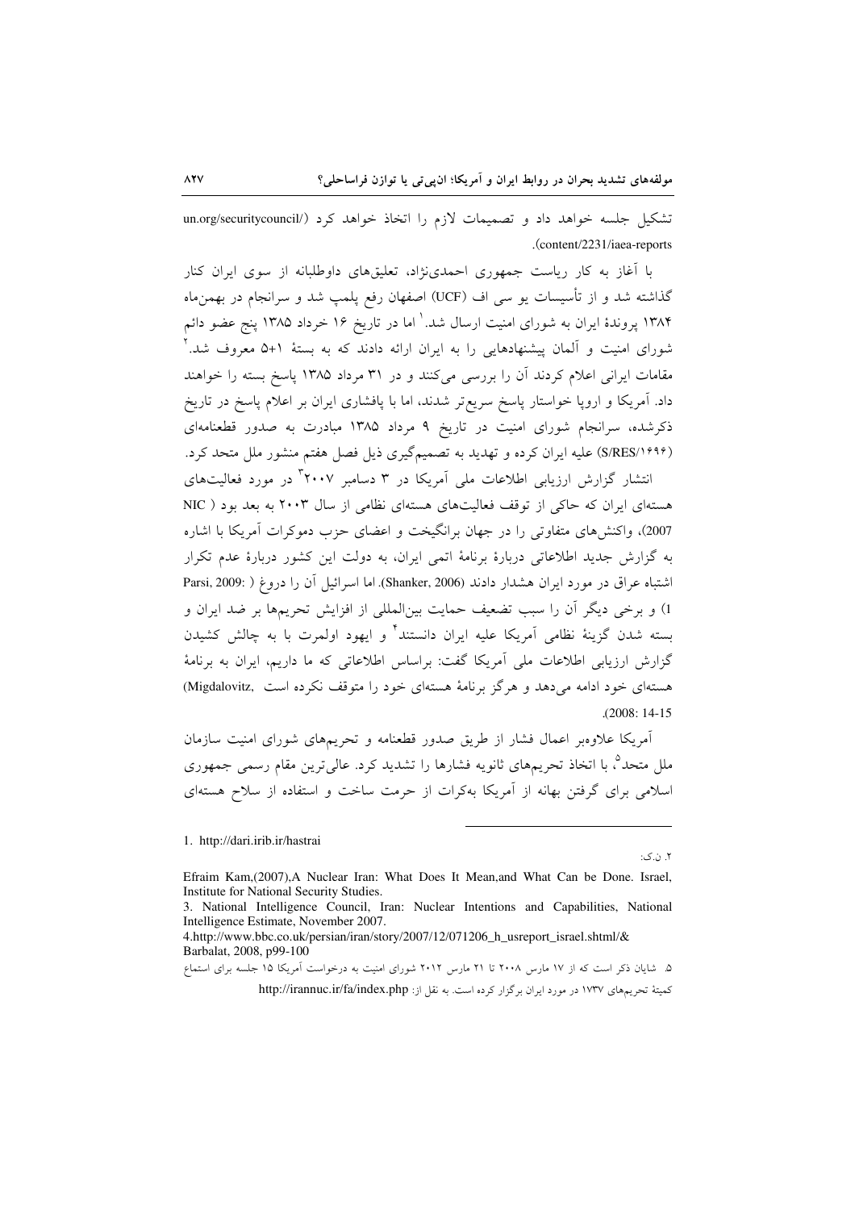تشکیل جلسه خواهد داد و تصمیمات لازم را اتخاذ خواهد کرد (un.org/securitycouncil/content/2231/iaea-reports).

با آغاز به کار ریاست جمهوری احمدی‌نژاد، تعلیق‌های داوطلبانه از سوی ایران کنار گذاشته شد و از تأسیسات یو سی اف (UCF) اصفهان رفع پلمپ شد و سرانجام در بهمن‌ماه ۱۳۸۴ پروندهٔ ایران به شورای امنیت ارسال شد.[1] اما در تاریخ ۱۶ خرداد ۱۳۸۵ پنج عضو دائم شورای امنیت و آلمان پیشنهادهایی را به ایران ارائه دادند که به بستهٔ ۱+۵ معروف شد.[2] مقامات ایرانی اعلام کردند آن را بررسی می‌کنند و در ۳۱ مرداد ۱۳۸۵ پاسخ بسته را خواهند داد. آمریکا و اروپا خواستار پاسخ سریع‌تر شدند، اما با پافشاری ایران بر اعلام پاسخ در تاریخ ذکرشده، سرانجام شورای امنیت در تاریخ ۹ مرداد ۱۳۸۵ مبادرت به صدور قطعنامه‌ای (S/RES/۱۶۹۶) علیه ایران کرده و تهدید به تصمیم‌گیری ذیل فصل هفتم منشور ملل متحد کرد.

انتشار گزارش ارزیابی اطلاعات ملی آمریکا در ۳ دسامبر ۲۰۰۷[3] در مورد فعالیت‌های هسته‌ای ایران که حاکی از توقف فعالیت‌های هسته‌ای نظامی از سال ۲۰۰۳ به بعد بود (NIC 2007)، واکنش‌های متفاوتی را در جهان برانگیخت و اعضای حزب دموکرات آمریکا با اشاره به گزارش جدید اطلاعاتی دربارهٔ برنامهٔ اتمی ایران، به دولت این کشور دربارهٔ عدم تکرار اشتباه عراق در مورد ایران هشدار دادند (Shanker, 2006). اما اسرائیل آن را دروغ (Parsi, 2009: 1) و برخی دیگر آن را سبب تضعیف حمایت بین‌المللی از افزایش تحریم‌ها بر ضد ایران و بسته شدن گزینهٔ نظامی آمریکا علیه ایران دانستند[4] و ایهود اولمرت با به چالش کشیدن گزارش ارزیابی اطلاعات ملی آمریکا گفت: براساس اطلاعاتی که ما داریم، ایران به برنامهٔ هسته‌ای خود ادامه می‌دهد و هرگز برنامهٔ هسته‌ای خود را متوقف نکرده است (Migdalovitz, 2008: 14-15).

آمریکا علاوه‌بر اعمال فشار از طریق صدور قطعنامه و تحریم‌های شورای امنیت سازمان ملل متحد[5]، با اتخاذ تحریم‌های ثانویه فشارها را تشدید کرد. عالی‌ترین مقام رسمی جمهوری اسلامی برای گرفتن بهانه از آمریکا به‌کرات از حرمت ساخت و استفاده از سلاح هسته‌ای

---

1. http://dari.irib.ir/hastrai

۲. ن.ک:

Efraim Kam,(2007),A Nuclear Iran: What Does It Mean,and What Can be Done. Israel, Institute for National Security Studies.

3. National Intelligence Council, Iran: Nuclear Intentions and Capabilities, National Intelligence Estimate, November 2007.

4.http://www.bbc.co.uk/persian/iran/story/2007/12/071206_h_usreport_israel.shtml/& Barbalat, 2008, p99-100

۵. شایان ذکر است که از ۱۷ مارس ۲۰۰۸ تا ۲۱ مارس ۲۰۱۲ شورای امنیت به درخواست آمریکا ۱۵ جلسه برای استماع کمیتهٔ تحریم‌های ۱۷۳۷ در مورد ایران برگزار کرده است. به نقل از: http://irannuc.ir/fa/index.php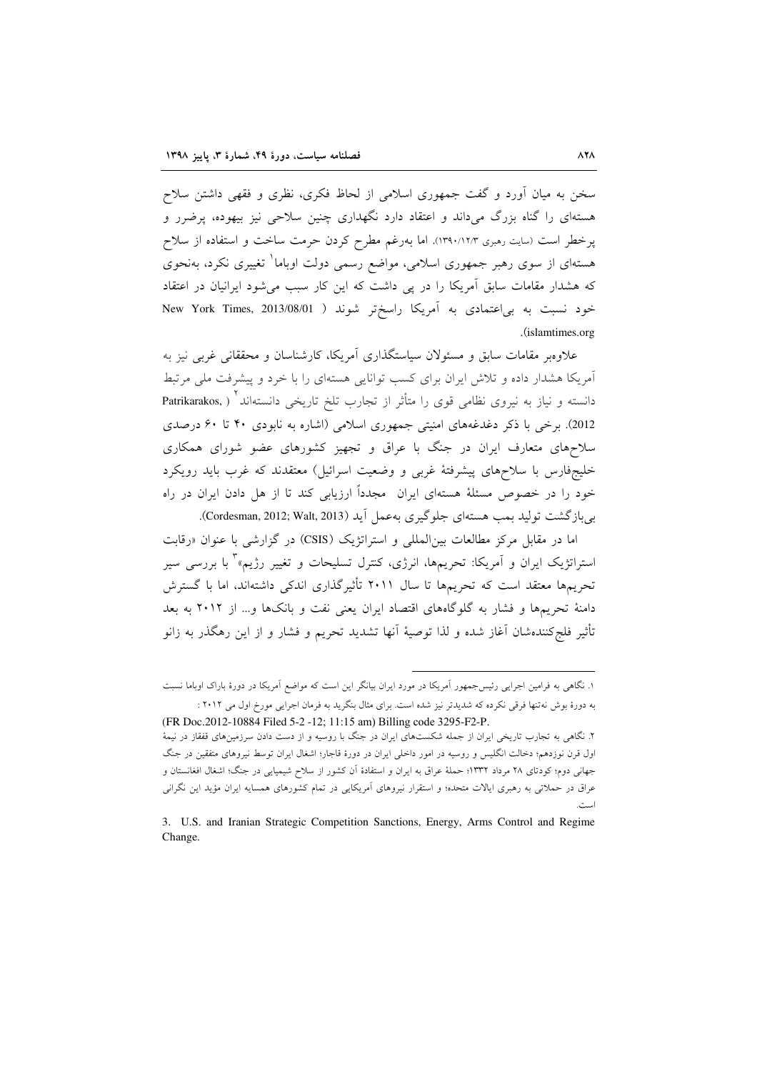سخن به میان آورد و گفت جمهوری اسلامی از لحاظ فکری، نظری و فقهی داشتن سلاح هسته‌ای را گناه بزرگ می‌داند و اعتقاد دارد نگهداری چنین سلاحی نیز بیهوده، پرضرر و پرخطر است (سایت رهبری ۱۳۹۰/۱۲/۳). اما به‌رغم مطرح کردن حرمت ساخت و استفاده از سلاح هسته‌ای از سوی رهبر جمهوری اسلامی، مواضع رسمی دولت اوباما[1] تغییری نکرد، به‌نحوی که هشدار مقامات سابق آمریکا را در پی داشت که این کار سبب می‌شود ایرانیان در اعتقاد خود نسبت به بی‌اعتمادی به آمریکا راسخ‌تر شوند (New York Times, 2013/08/01 islamtimes.org).

علاوه‌بر مقامات سابق و مسئولان سیاستگذاری آمریکا، کارشناسان و محققانی غربی نیز به آمریکا هشدار داده و تلاش ایران برای کسب توانایی هسته‌ای را با خرد و پیشرفت ملی مرتبط دانسته و نیاز به نیروی نظامی قوی را متأثر از تجارب تلخ تاریخی دانسته‌اند[2] (Patrikarakos, 2012). برخی با ذکر دغدغه‌های امنیتی جمهوری اسلامی (اشاره به نابودی ۴۰ تا ۶۰ درصدی سلاح‌های متعارف ایران در جنگ با عراق و تجهیز کشورهای عضو شورای همکاری خلیج‌فارس با سلاح‌های پیشرفتهٔ غربی و وضعیت اسرائیل) معتقدند که غرب باید رویکرد خود را در خصوص مسئلهٔ هسته‌ای ایران مجدداً ارزیابی کند تا از هل دادن ایران در راه بی‌بازگشت تولید بمب هسته‌ای جلوگیری به‌عمل آید (Cordesman, 2012; Walt, 2013).

اما در مقابل مرکز مطالعات بین‌المللی و استراتژیک (CSIS) در گزارشی با عنوان «رقابت استراتژیک ایران و آمریکا: تحریم‌ها، انرژی، کنترل تسلیحات و تغییر رژیم»[3] با بررسی سیر تحریم‌ها معتقد است که تحریم‌ها تا سال ۲۰۱۱ تأثیرگذاری اندکی داشته‌اند، اما با گسترش دامنهٔ تحریم‌ها و فشار به گلوگاه‌های اقتصاد ایران یعنی نفت و بانک‌ها و... از ۲۰۱۲ به بعد تأثیر فلج‌کننده‌شان آغاز شده و لذا توصیهٔ آنها تشدید تحریم و فشار و از این رهگذر به زانو

---

۱. نگاهی به فرامین اجرایی رئیس‌جمهور آمریکا در مورد ایران بیانگر این است که مواضع آمریکا در دورهٔ باراک اوباما نسبت به دورهٔ بوش نه‌تنها فرقی نکرده که شدیدتر نیز شده است. برای مثال بنگرید به فرمان اجرایی مورخ اول می ۲۰۱۲ :
(FR Doc.2012-10884 Filed 5-2 -12; 11:15 am) Billing code 3295-F2-P.

۲. نگاهی به تجارب تاریخی ایران از جمله شکست‌های ایران در جنگ با روسیه و از دست دادن سرزمین‌های قفقاز در نیمهٔ اول قرن نوزدهم؛ دخالت انگلیس و روسیه در امور داخلی ایران در دورهٔ قاجار؛ اشغال ایران توسط نیروهای متفقین در جنگ جهانی دوم؛ کودتای ۲۸ مرداد ۱۳۳۲؛ حملهٔ عراق به ایران و استفادهٔ آن کشور از سلاح شیمیایی در جنگ؛ اشغال افغانستان و عراق در حملاتی به رهبری ایالات متحده؛ و استقرار نیروهای آمریکایی در تمام کشورهای همسایه ایران مؤید این نگرانی است.

3. U.S. and Iranian Strategic Competition Sanctions, Energy, Arms Control and Regime Change.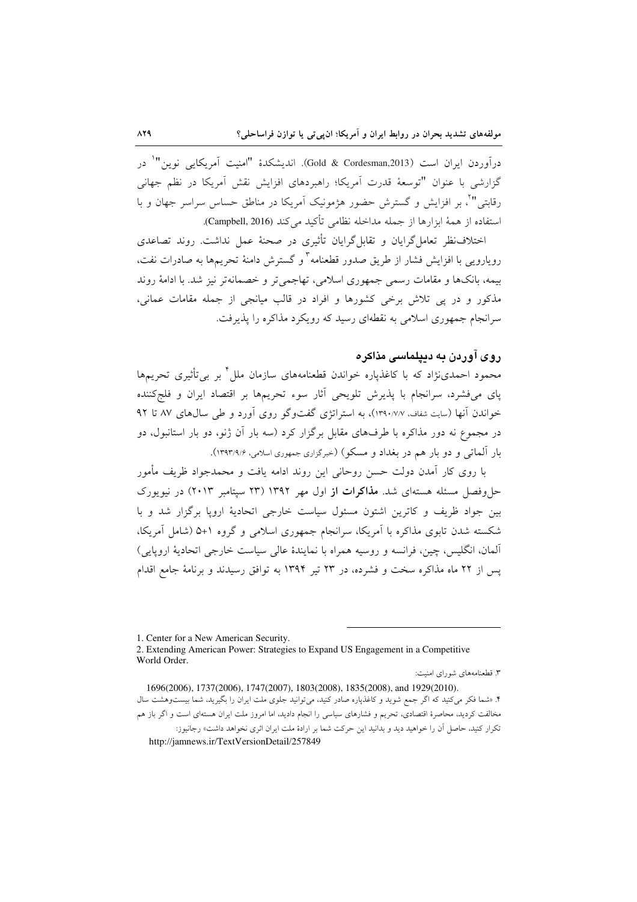درآوردن ایران است (Gold & Cordesman,2013). اندیشکدهٔ "امنیت آمریکایی نوین"[1] در گزارشی با عنوان "توسعهٔ قدرت آمریکا؛ راهبردهای افزایش نقش آمریکا در نظم جهانی رقابتی"[2]، بر افزایش و گسترش حضور هژمونیک آمریکا در مناطق حساس سراسر جهان و با استفاده از همهٔ ابزارها از جمله مداخله نظامی تأکید می‌کند (Campbell, 2016).

اختلاف‌نظر تعامل‌گرایان و تقابل‌گرایان تأثیری در صحنهٔ عمل نداشت. روند تصاعدی رویارویی با افزایش فشار از طریق صدور قطعنامه[3] و گسترش دامنهٔ تحریم‌ها به صادرات نفت، بیمه، بانک‌ها و مقامات رسمی جمهوری اسلامی، تهاجمی‌تر و خصمانه‌تر نیز شد. با ادامهٔ روند مذکور و در پی تلاش برخی کشورها و افراد در قالب میانجی از جمله مقامات عمانی، سرانجام جمهوری اسلامی به نقطه‌ای رسید که رویکرد مذاکره را پذیرفت.

## روی آوردن به دیپلماسی مذاکره

محمود احمدی‌نژاد که با کاغذپاره خواندن قطعنامه‌های سازمان ملل[4] بر بی‌تأثیری تحریم‌ها پای می‌فشرد، سرانجام با پذیرش تلویحی آثار سوء تحریم‌ها بر اقتصاد ایران و فلج‌کننده خواندن آنها (سایت شفاف، ۱۳۹۰/۷/۷)، به استراتژی گفت‌وگو روی آورد و طی سال‌های ۸۷ تا ۹۲ در مجموع نه دور مذاکره با طرف‌های مقابل برگزار کرد (سه بار آن ژنو، دو بار استانبول، دو بار آلماتی و دو بار هم در بغداد و مسکو) (خبرگزاری جمهوری اسلامی، ۱۳۹۳/۹/۶).

با روی کار آمدن دولت حسن روحانی این روند ادامه یافت و محمدجواد ظریف مأمور حل‌وفصل مسئله هسته‌ای شد. **مذاکرات از** اول مهر ۱۳۹۲ (۲۳ سپتامبر ۲۰۱۳) در نیویورک بین جواد ظریف و کاترین اشتون مسئول سیاست خارجی اتحادیهٔ اروپا برگزار شد و با شکسته شدن تابوی مذاکره با آمریکا، سرانجام جمهوری اسلامی و گروه ۵+۱ (شامل آمریکا، آلمان، انگلیس، چین، فرانسه و روسیه همراه با نمایندهٔ عالی سیاست خارجی اتحادیهٔ اروپایی) پس از ۲۲ ماه مذاکره سخت و فشرده، در ۲۳ تیر ۱۳۹۴ به توافق رسیدند و برنامهٔ جامع اقدام

---

1. Center for a New American Security.

2. Extending American Power: Strategies to Expand US Engagement in a Competitive World Order.

۳. قطعنامه‌های شورای امنیت:
1696(2006), 1737(2006), 1747(2007), 1803(2008), 1835(2008), and 1929(2010).

۴. «شما فکر می‌کنید که اگر جمع شوید و کاغذپاره صادر کنید، می‌توانید جلوی ملت ایران را بگیرید، شما بیست‌وهشت سال مخالفت کردید، محاصرهٔ اقتصادی، تحریم و فشارهای سیاسی را انجام دادید، اما امروز ملت ایران هسته‌ای است و اگر باز هم تکرار کنید، حاصل آن را خواهید دید و بدانید این حرکت شما بر ارادهٔ ملت ایران اثری نخواهد داشت» رجانیوز:
http://jamnews.ir/TextVersionDetail/257849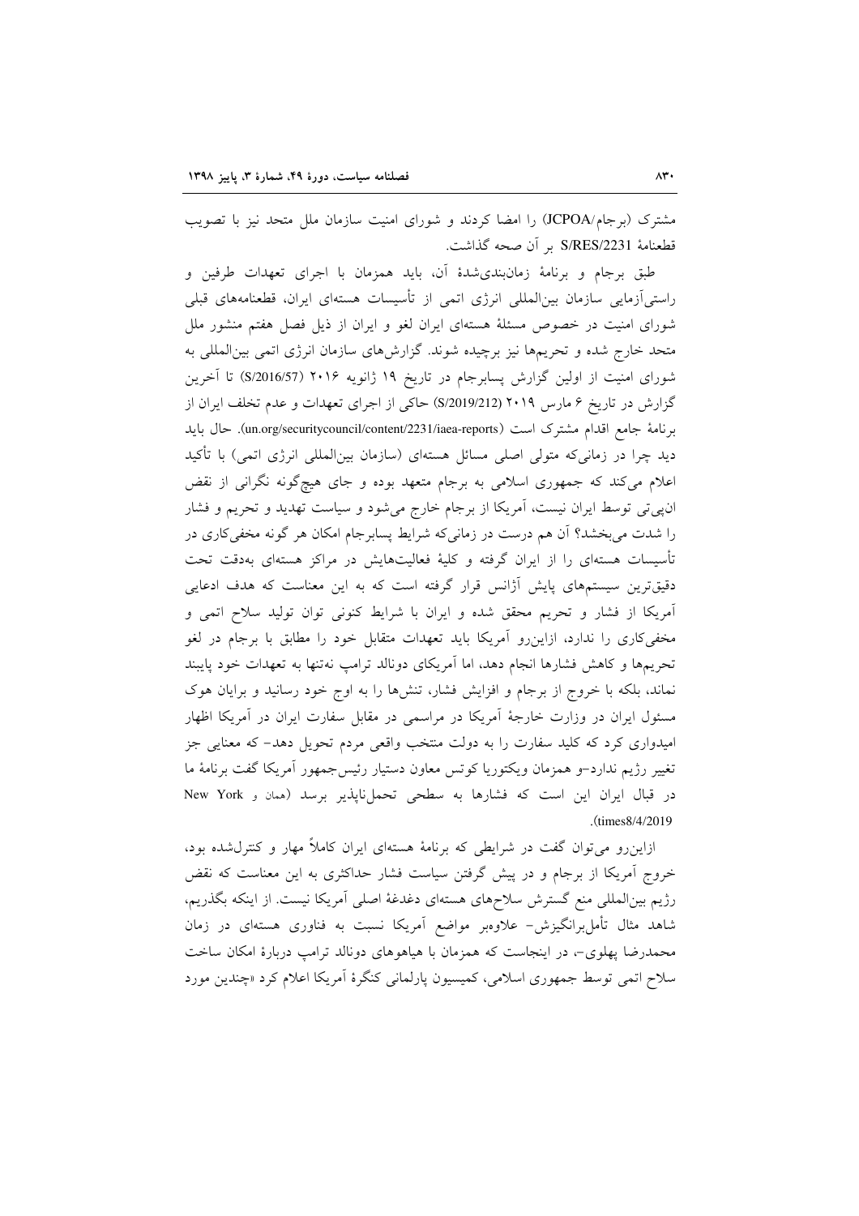مشترک (برجام/JCPOA) را امضا کردند و شورای امنیت سازمان ملل متحد نیز با تصویب قطعنامهٔ S/RES/2231 بر آن صحه گذاشت.

طبق برجام و برنامهٔ زمان‌بندی‌شدهٔ آن، باید همزمان با اجرای تعهدات طرفین و راستی‌آزمایی سازمان بین‌المللی انرژی اتمی از تأسیسات هسته‌ای ایران، قطعنامه‌های قبلی شورای امنیت در خصوص مسئلهٔ هسته‌ای ایران لغو و ایران از ذیل فصل هفتم منشور ملل متحد خارج شده و تحریم‌ها نیز برچیده شوند. گزارش‌های سازمان انرژی اتمی بین‌المللی به شورای امنیت از اولین گزارش پسابرجام در تاریخ ۱۹ ژانویه ۲۰۱۶ (S/2016/57) تا آخرین گزارش در تاریخ ۶ مارس ۲۰۱۹ (S/2019/212) حاکی از اجرای تعهدات و عدم تخلف ایران از برنامهٔ جامع اقدام مشترک است (un.org/securitycouncil/content/2231/iaea-reports). حال باید دید چرا در زمانی‌که متولی اصلی مسائل هسته‌ای (سازمان بین‌المللی انرژی اتمی) با تأکید اعلام می‌کند که جمهوری اسلامی به برجام متعهد بوده و جای هیچ‌گونه نگرانی از نقض ان‌پی‌تی توسط ایران نیست، آمریکا از برجام خارج می‌شود و سیاست تهدید و تحریم و فشار را شدت می‌بخشد؟ آن هم درست در زمانی‌که شرایط پسابرجام امکان هر گونه مخفی‌کاری در تأسیسات هسته‌ای را از ایران گرفته و کلیهٔ فعالیت‌هایش در مراکز هسته‌ای به‌دقت تحت دقیق‌ترین سیستم‌های پایش آژانس قرار گرفته است که به این معناست که هدف ادعایی آمریکا از فشار و تحریم محقق شده و ایران با شرایط کنونی توان تولید سلاح اتمی و مخفی‌کاری را ندارد، ازاین‌رو آمریکا باید تعهدات متقابل خود را مطابق با برجام در لغو تحریم‌ها و کاهش فشارها انجام دهد، اما آمریکای دونالد ترامپ نه‌تنها به تعهدات خود پایبند نماند، بلکه با خروج از برجام و افزایش فشار، تنش‌ها را به اوج خود رسانید و برایان هوک مسئول ایران در وزارت خارجهٔ آمریکا در مراسمی در مقابل سفارت ایران در آمریکا اظهار امیدواری کرد که کلید سفارت را به دولت منتخب واقعی مردم تحویل دهد- که معنایی جز تغییر رژیم ندارد-و همزمان ویکتوریا کوتس معاون دستیار رئیس‌جمهور آمریکا گفت برنامهٔ ما در قبال ایران این است که فشارها به سطحی تحمل‌ناپذیر برسد (همان و New York times8/4/2019).

ازاین‌رو می‌توان گفت در شرایطی که برنامهٔ هسته‌ای ایران کاملاً مهار و کنترل‌شده بود، خروج آمریکا از برجام و در پیش گرفتن سیاست فشار حداکثری به این معناست که نقض رژیم بین‌المللی منع گسترش سلاح‌های هسته‌ای دغدغهٔ اصلی آمریکا نیست. از اینکه بگذریم، شاهد مثال تأمل‌برانگیزش- علاوه‌بر مواضع آمریکا نسبت به فناوری هسته‌ای در زمان محمدرضا پهلوی-، در اینجاست که همزمان با هیاهوهای دونالد ترامپ دربارهٔ امکان ساخت سلاح اتمی توسط جمهوری اسلامی، کمیسیون پارلمانی کنگرهٔ آمریکا اعلام کرد «چندین مورد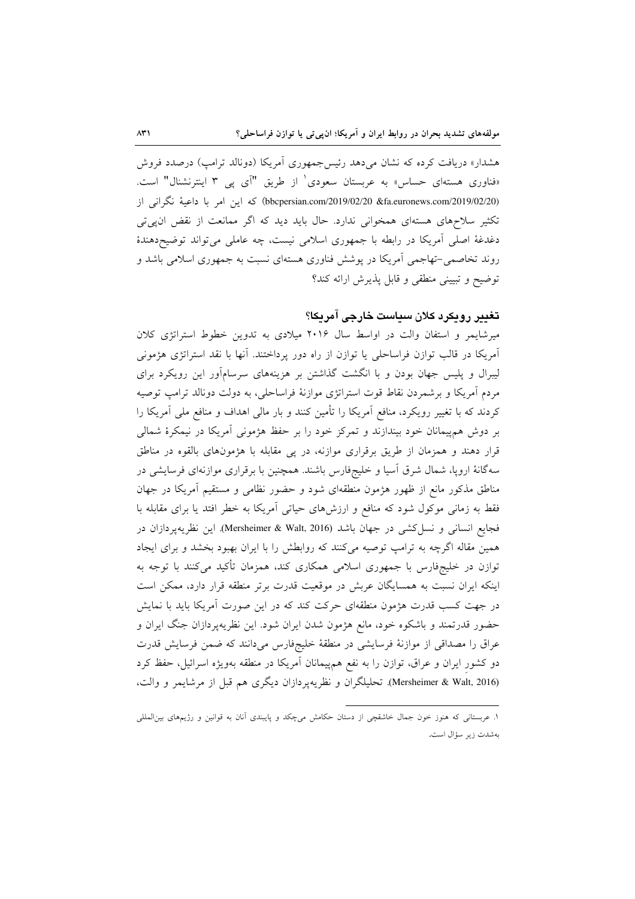هشدار» دریافت کرده که نشان می‌دهد رئیس‌جمهوری آمریکا (دونالد ترامپ) درصدد فروش «فناوری هسته‌ای حساس» به عربستان سعودی[1] از طریق "آی پی ۳ اینترنشنال" است. (bbcpersian.com/2019/02/20 &fa.euronews.com/2019/02/20) که این امر با داعیهٔ نگرانی از تکثیر سلاح‌های هسته‌ای همخوانی ندارد. حال باید دید که اگر ممانعت از نقض ان‌پی‌تی دغدغهٔ اصلی آمریکا در رابطه با جمهوری اسلامی نیست، چه عاملی می‌تواند توضیح‌دهندهٔ روند تخاصمی-تهاجمی آمریکا در پوشش فناوری هسته‌ای نسبت به جمهوری اسلامی باشد و توضیح و تبیینی منطقی و قابل پذیرش ارائه کند؟

## تغییر رویکرد کلان سیاست خارجی آمریکا؟

میرشایمر و استفان والت در اواسط سال ۲۰۱۶ میلادی به تدوین خطوط استراتژی کلان آمریکا در قالب توازن فراساحلی یا توازن از راه دور پرداختند. آنها با نقد استراتژی هژمونی لیبرال و پلیس جهان بودن و با انگشت گذاشتن بر هزینه‌های سرسام‌آور این رویکرد برای مردم آمریکا و برشمردن نقاط قوت استراتژی موازنهٔ فراساحلی، به دولت دونالد ترامپ توصیه کردند که با تغییر رویکرد، منافع آمریکا را تأمین کنند و بار مالی اهداف و منافع ملی آمریکا را بر دوش هم‌پیمانان خود بیندازند و تمرکز خود را بر حفظ هژمونی آمریکا در نیمکرهٔ شمالی قرار دهند و همزمان از طریق برقراری موازنه، در پی مقابله با هژمون‌های بالقوه در مناطق سه‌گانهٔ اروپا، شمال شرق آسیا و خلیج‌فارس باشند. همچنین با برقراری موازنه‌ای فرسایشی در مناطق مذکور مانع از ظهور هژمون منطقه‌ای شود و حضور نظامی و مستقیم آمریکا در جهان فقط به زمانی موکول شود که منافع و ارزش‌های حیاتی آمریکا به خطر افتد یا برای مقابله با فجایع انسانی و نسل‌کشی در جهان باشد (Mersheimer & Walt, 2016). این نظریه‌پردازان در همین مقاله اگرچه به ترامپ توصیه می‌کنند که روابطش را با ایران بهبود بخشد و برای ایجاد توازن در خلیج‌فارس با جمهوری اسلامی همکاری کند، همزمان تأکید می‌کنند با توجه به اینکه ایران نسبت به همسایگان عربش در موقعیت قدرت برتر منطقه قرار دارد، ممکن است در جهت کسب قدرت هژمون منطقه‌ای حرکت کند که در این صورت آمریکا باید با نمایش حضور قدرتمند و باشکوه خود، مانع هژمون شدن ایران شود. این نظریه‌پردازان جنگ ایران و عراق را مصداقی از موازنهٔ فرسایشی در منطقهٔ خلیج‌فارس می‌دانند که ضمن فرسایش قدرت دو کشورِ ایران و عراق، توازن را به نفع هم‌پیمانان آمریکا در منطقه به‌ویژه اسرائیل، حفظ کرد (Mersheimer & Walt, 2016). تحلیلگران و نظریه‌پردازان دیگری هم قبل از مرشایمر و والت،

---

۱. عربستانی که هنوز خون جمال خاشقچی از دستان حکامش می‌چکد و پایبندی آنان به قوانین و رژیم‌های بین‌المللی به‌شدت زیر سؤال است.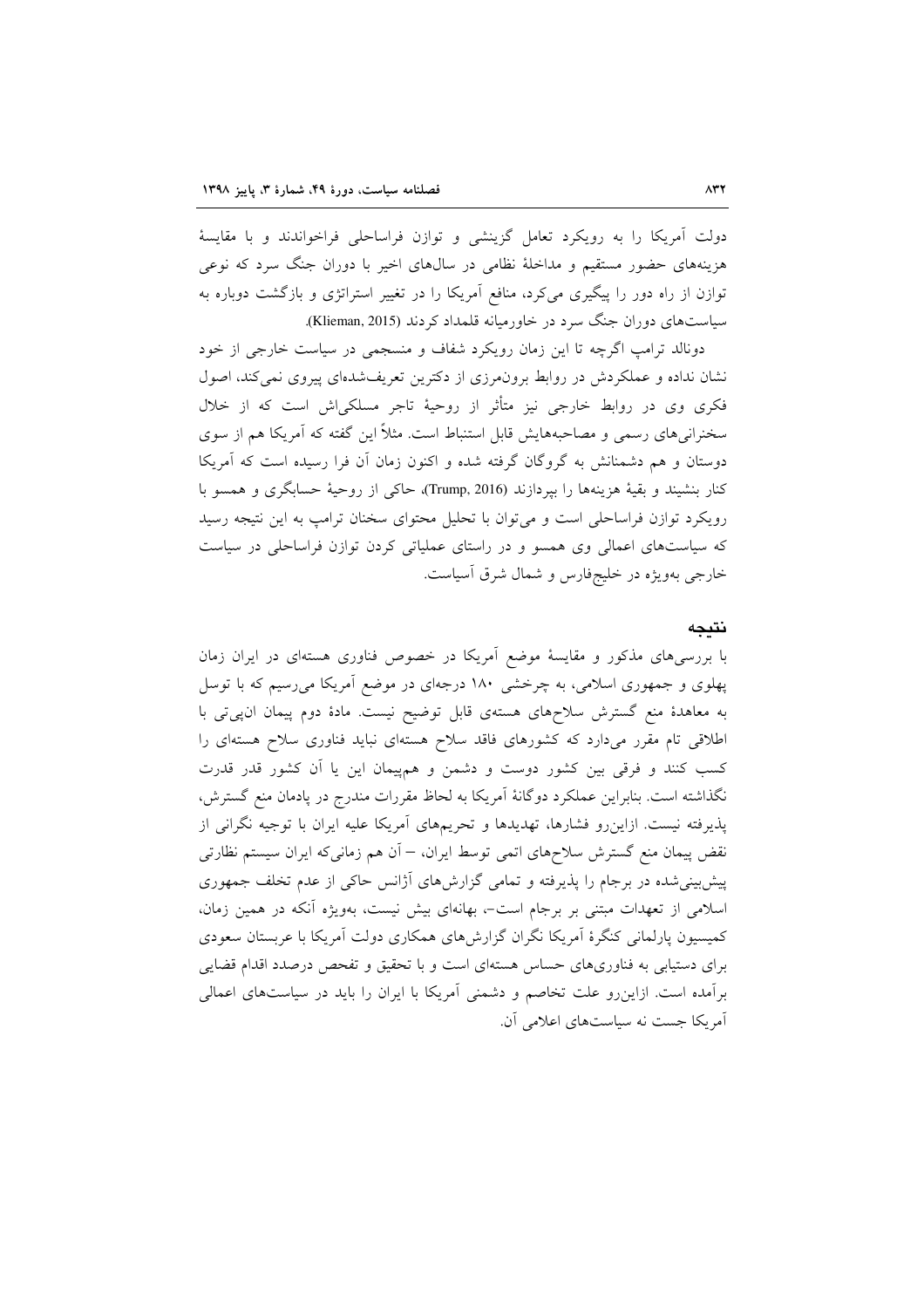دولت آمریکا را به رویکرد تعامل گزینشی و توازن فراساحلی فراخواندند و با مقایسهٔ هزینه‌های حضور مستقیم و مداخلهٔ نظامی در سال‌های اخیر با دوران جنگ سرد که نوعی توازن از راه دور را پیگیری می‌کرد، منافع آمریکا را در تغییر استراتژی و بازگشت دوباره به سیاست‌های دوران جنگ سرد در خاورمیانه قلمداد کردند (Klieman, 2015).

دونالد ترامپ اگرچه تا این زمان رویکرد شفاف و منسجمی در سیاست خارجی از خود نشان نداده و عملکردش در روابط برون‌مرزی از دکترین تعریف‌شده‌ای پیروی نمی‌کند، اصول فکری وی در روابط خارجی نیز متأثر از روحیهٔ تاجر مسلکی‌اش است که از خلال سخنرانی‌های رسمی و مصاحبه‌هایش قابل استنباط است. مثلاً این گفته که آمریکا هم از سوی دوستان و هم دشمنانش به گروگان گرفته شده و اکنون زمان آن فرا رسیده است که آمریکا کنار بنشیند و بقیهٔ هزینه‌ها را بپردازند (Trump, 2016)، حاکی از روحیهٔ حسابگری و همسو با رویکرد توازن فراساحلی است و می‌توان با تحلیل محتوای سخنان ترامپ به این نتیجه رسید که سیاست‌های اعمالی وی همسو و در راستای عملیاتی کردن توازن فراساحلی در سیاست خارجی به‌ویژه در خلیج‌فارس و شمال شرق آسیاست.

## نتیجه

با بررسی‌های مذکور و مقایسهٔ موضع آمریکا در خصوص فناوری هسته‌ای در ایران زمان پهلوی و جمهوری اسلامی، به چرخشی ۱۸۰ درجه‌ای در موضع آمریکا می‌رسیم که با توسل به معاهدهٔ منع گسترش سلاح‌های هسته‌ی قابل توضیح نیست. مادهٔ دوم پیمان ان‌پی‌تی با اطلاقی تام مقرر می‌دارد که کشورهای فاقد سلاح هسته‌ای نباید فناوری سلاح هسته‌ای را کسب کنند و فرقی بین کشور دوست و دشمن و هم‌پیمان این یا آن کشور قدر قدرت نگذاشته است. بنابراین عملکرد دوگانهٔ آمریکا به لحاظ مقررات مندرج در پادمان منع گسترش، پذیرفته نیست. ازاین‌رو فشارها، تهدیدها و تحریم‌های آمریکا علیه ایران با توجیه نگرانی از نقض پیمان منع گسترش سلاح‌های اتمی توسط ایران، –آن هم زمانی‌که ایران سیستم نظارتی پیش‌بینی‌شده در برجام را پذیرفته و تمامی گزارش‌های آژانس حاکی از عدم تخلف جمهوری اسلامی از تعهدات مبتنی بر برجام است–، بهانه‌ای بیش نیست، به‌ویژه آنکه در همین زمان، کمیسیون پارلمانی کنگرهٔ آمریکا نگران گزارش‌های همکاری دولت آمریکا با عربستان سعودی برای دستیابی به فناوری‌های حساس هسته‌ای است و با تحقیق و تفحص درصدد اقدام قضایی برآمده است. ازاین‌رو علت تخاصم و دشمنی آمریکا با ایران را باید در سیاست‌های اعمالی آمریکا جست نه سیاست‌های اعلامی آن.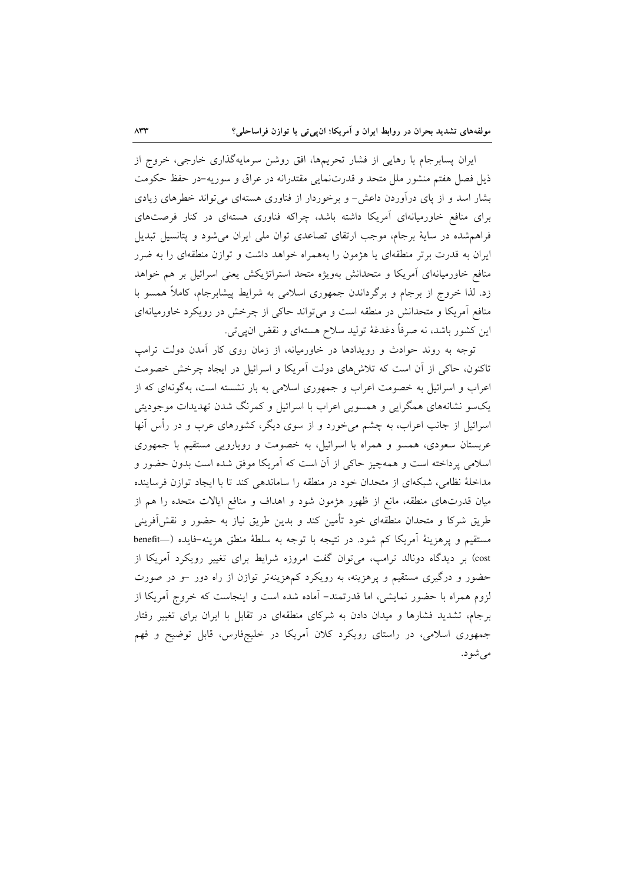ایران پسابرجام با رهایی از فشار تحریم‌ها، افق روشن سرمایه‌گذاری خارجی، خروج از ذیل فصل هفتم منشور ملل متحد و قدرت‌نمایی مقتدرانه در عراق و سوریه-در حفظ حکومت بشار اسد و از پای درآوردن داعش- و برخوردار از فناوری هسته‌ای می‌تواند خطرهای زیادی برای منافع خاورمیانه‌ای آمریکا داشته باشد، چراکه فناوری هسته‌ای در کنار فرصت‌های فراهم‌شده در سایهٔ برجام، موجب ارتقای تصاعدی توان ملی ایران می‌شود و پتانسیل تبدیل ایران به قدرت برتر منطقه‌ای یا هژمون را به‌همراه خواهد داشت و توازن منطقه‌ای را به ضرر منافع خاورمیانه‌ای آمریکا و متحدانش به‌ویژه متحد استراتژیکش یعنی اسرائیل بر هم خواهد زد. لذا خروج از برجام و برگرداندن جمهوری اسلامی به شرایط پیشابرجام، کاملاً همسو با منافع آمریکا و متحدانش در منطقه است و می‌تواند حاکی از چرخش در رویکرد خاورمیانه‌ای این کشور باشد، نه صرفاً دغدغهٔ تولید سلاح هسته‌ای و نقض ان‌پی‌تی.

توجه به روند حوادث و رویدادها در خاورمیانه، از زمان روی کار آمدن دولت ترامپ تاکنون، حاکی از آن است که تلاش‌های دولت آمریکا و اسرائیل در ایجاد چرخش خصومت اعراب و اسرائیل به خصومت اعراب و جمهوری اسلامی به بار نشسته است، به‌گونه‌ای که از یک‌سو نشانه‌های همگرایی و همسویی اعراب با اسرائیل و کمرنگ شدن تهدیدات موجودیتی اسرائیل از جانب اعراب، به چشم می‌خورد و از سوی دیگر، کشورهای عرب و در رأس آنها عربستان سعودی، همسو و همراه با اسرائیل، به خصومت و رویارویی مستقیم با جمهوری اسلامی پرداخته است و همه‌چیز حاکی از آن است که آمریکا موفق شده است بدون حضور و مداخلهٔ نظامی، شبکه‌ای از متحدان خود در منطقه را ساماندهی کند تا با ایجاد توازن فرساینده میان قدرت‌های منطقه، مانع از ظهور هژمون شود و اهداف و منافع ایالات متحده را هم از طریق شرکا و متحدان منطقه‌ای خود تأمین کند و بدین طریق نیاز به حضور و نقش‌آفرینی مستقیم و پرهزینهٔ آمریکا کم شود. در نتیجه با توجه به سلطهٔ منطق هزینه-فایده (benefit—cost) بر دیدگاه دونالد ترامپ، می‌توان گفت امروزه شرایط برای تغییر رویکرد آمریکا از حضور و درگیری مستقیم و پرهزینه، به رویکرد کم‌هزینه‌تر توازن از راه دور -و در صورت لزوم همراه با حضور نمایشی، اما قدرتمند- آماده شده است و اینجاست که خروج آمریکا از برجام، تشدید فشارها و میدان دادن به شرکای منطقه‌ای در تقابل با ایران برای تغییر رفتار جمهوری اسلامی، در راستای رویکرد کلان آمریکا در خلیج‌فارس، قابل توضیح و فهم می‌شود.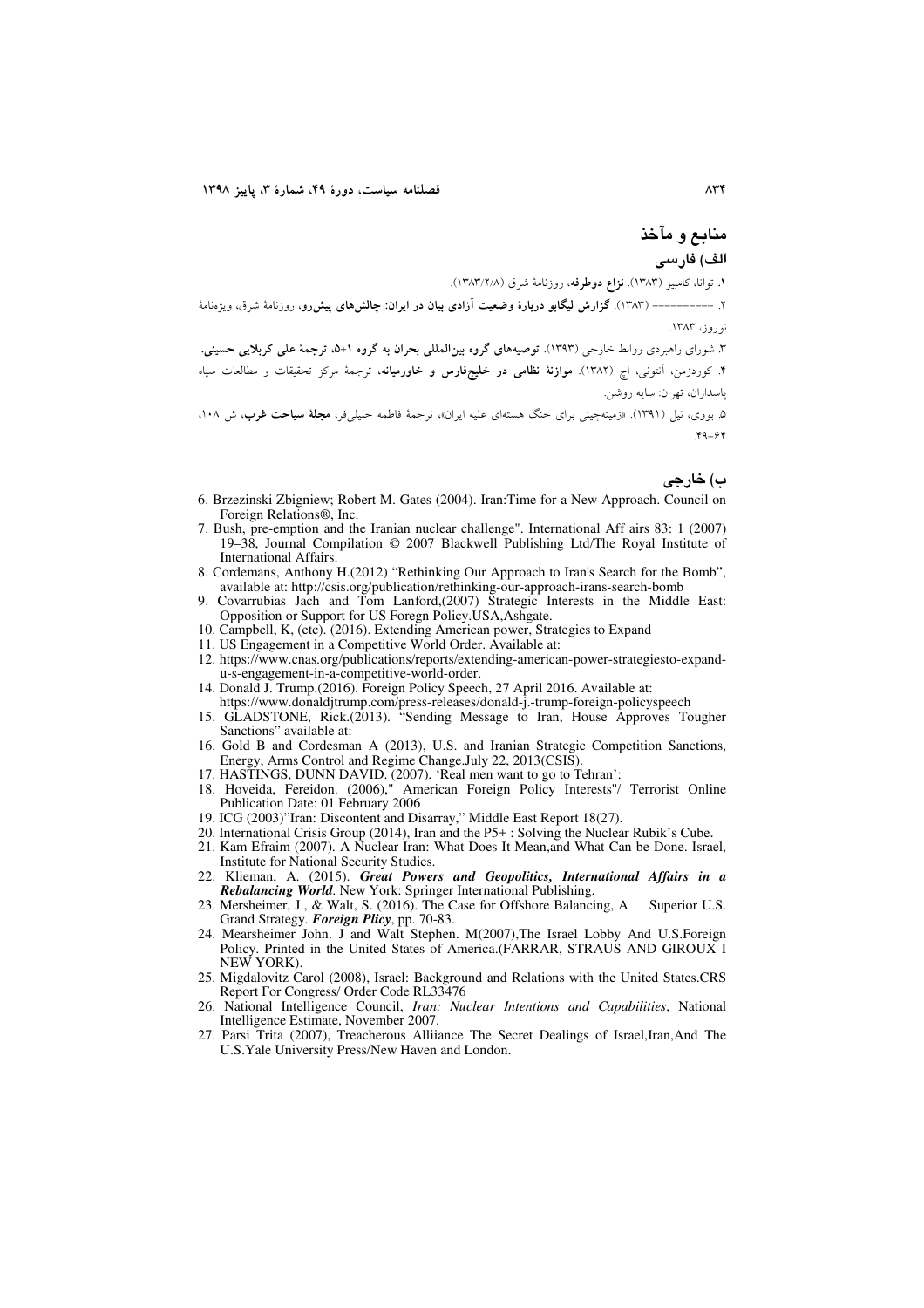## منابع و مآخذ

### الف) فارسی

۱. توانا، کامبیز (۱۳۸۳). **نزاع دوطرفه**، روزنامهٔ شرق (۱۳۸۳/۲/۸).

۲. ---------- (۱۳۸۳). **گزارش لیگابو دربارهٔ وضعیت آزادی بیان در ایران: چالش‌های پیش‌رو**، روزنامهٔ شرق، ویژه‌نامهٔ نوروز، ۱۳۸۳.

۳. شورای راهبردی روابط خارجی (۱۳۹۳). **توصیه‌های گروه بین‌المللی بحران به گروه ۵+۱، ترجمهٔ علی کربلایی حسینی.**

۴. کوردزمن، آنتونی، اچ (۱۳۸۲). **موازنهٔ نظامی در خلیج‌فارس و خاورمیانه**، ترجمهٔ مرکز تحقیقات و مطالعات سپاه پاسداران، تهران: سایه روشن.

۵. بووی، نیل (۱۳۹۱). «زمینه‌چینی برای جنگ هسته‌ای علیه ایران»، ترجمهٔ فاطمه خلیلی‌فر، **مجلهٔ سیاحت غرب**، ش ۱۰۸، ۶۴-۴۹.

### ب) خارجی

6. Brzezinski Zbigniew; Robert M. Gates (2004). Iran:Time for a New Approach. Council on Foreign Relations®, Inc.
7. Bush, pre-emption and the Iranian nuclear challenge". International Aff airs 83: 1 (2007) 19–38, Journal Compilation © 2007 Blackwell Publishing Ltd/The Royal Institute of International Affairs.
8. Cordemans, Anthony H.(2012) "Rethinking Our Approach to Iran's Search for the Bomb", available at: http://csis.org/publication/rethinking-our-approach-irans-search-bomb
9. Covarrubias Jach and Tom Lanford,(2007) Strategic Interests in the Middle East: Opposition or Support for US Foregn Policy.USA,Ashgate.
10. Campbell, K, (etc). (2016). Extending American power, Strategies to Expand
11. US Engagement in a Competitive World Order. Available at:
12. https://www.cnas.org/publications/reports/extending-american-power-strategiesto-expand-u-s-engagement-in-a-competitive-world-order.
14. Donald J. Trump.(2016). Foreign Policy Speech, 27 April 2016. Available at: https://www.donaldjtrump.com/press-releases/donald-j.-trump-foreign-policyspeech
15. GLADSTONE, Rick.(2013). "Sending Message to Iran, House Approves Tougher Sanctions" available at:
16. Gold B and Cordesman A (2013), U.S. and Iranian Strategic Competition Sanctions, Energy, Arms Control and Regime Change.July 22, 2013(CSIS).
17. HASTINGS, DUNN DAVID. (2007). 'Real men want to go to Tehran':
18. Hoveida, Fereidon. (2006)," American Foreign Policy Interests"/ Terrorist Online Publication Date: 01 February 2006
19. ICG (2003)"Iran: Discontent and Disarray," Middle East Report 18(27).
20. International Crisis Group (2014), Iran and the P5+ : Solving the Nuclear Rubik's Cube.
21. Kam Efraim (2007). A Nuclear Iran: What Does It Mean,and What Can be Done. Israel, Institute for National Security Studies.
22. Klieman, A. (2015). ***Great Powers and Geopolitics, International Affairs in a Rebalancing World***. New York: Springer International Publishing.
23. Mersheimer, J., & Walt, S. (2016). The Case for Offshore Balancing, A Superior U.S. Grand Strategy. ***Foreign Plicy***, pp. 70-83.
24. Mearsheimer John. J and Walt Stephen. M(2007),The Israel Lobby And U.S.Foreign Policy. Printed in the United States of America.(FARRAR, STRAUS AND GIROUX I NEW YORK).
25. Migdalovitz Carol (2008), Israel: Background and Relations with the United States.CRS Report For Congress/ Order Code RL33476
26. National Intelligence Council, *Iran: Nuclear Intentions and Capabilities*, National Intelligence Estimate, November 2007.
27. Parsi Trita (2007), Treacherous Alliiance The Secret Dealings of Israel,Iran,And The U.S.Yale University Press/New Haven and London.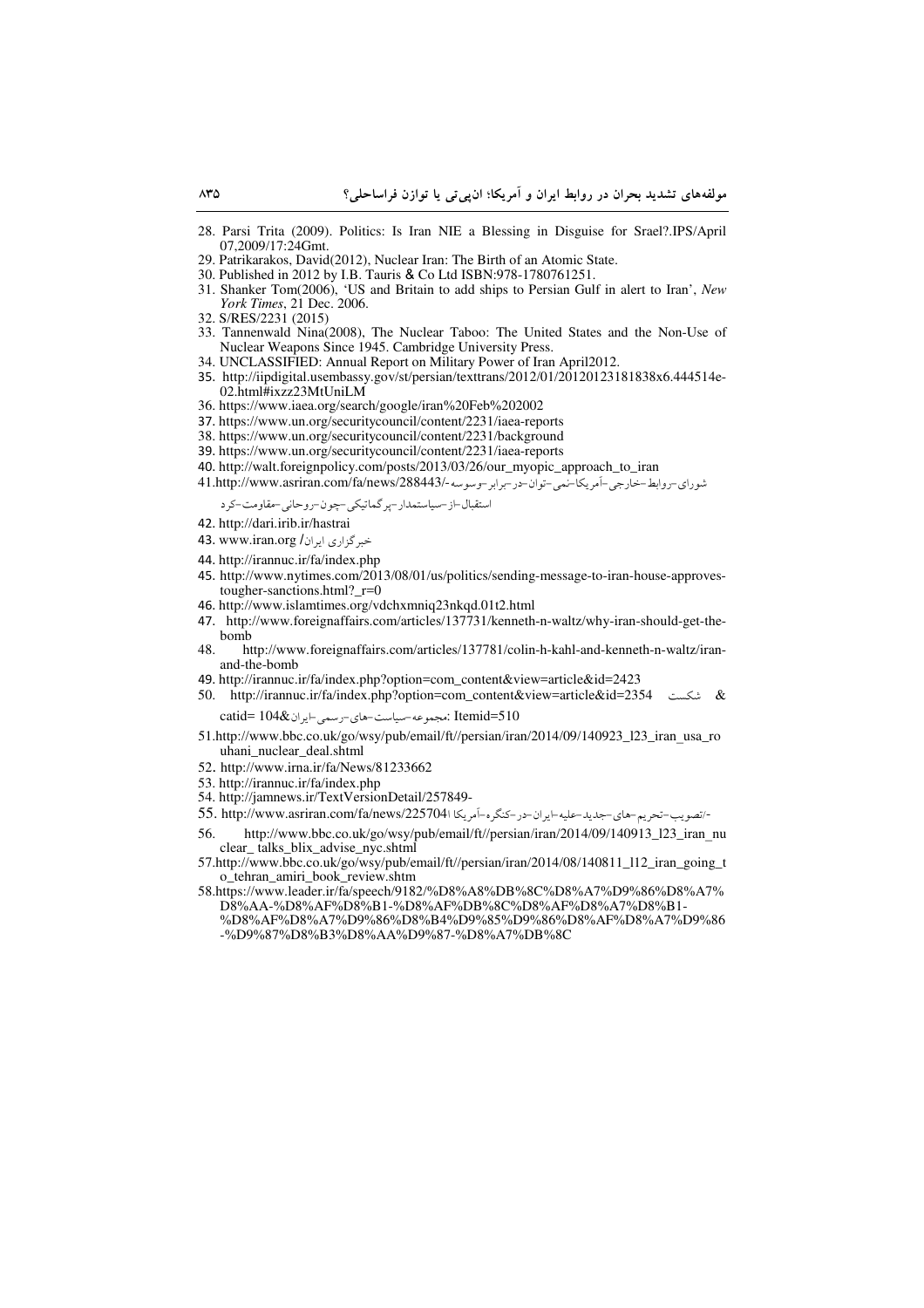28. Parsi Trita (2009). Politics: Is Iran NIE a Blessing in Disguise for Srael?.IPS/April 07,2009/17:24Gmt.
29. Patrikarakos, David(2012), Nuclear Iran: The Birth of an Atomic State.
30. Published in 2012 by I.B. Tauris & Co Ltd ISBN:978-1780761251.
31. Shanker Tom(2006), 'US and Britain to add ships to Persian Gulf in alert to Iran', *New York Times*, 21 Dec. 2006.
32. S/RES/2231 (2015)
33. Tannenwald Nina(2008), The Nuclear Taboo: The United States and the Non-Use of Nuclear Weapons Since 1945. Cambridge University Press.
34. UNCLASSIFIED: Annual Report on Military Power of Iran April2012.
35. http://iipdigital.usembassy.gov/st/persian/texttrans/2012/01/20120123181838x6.444514e-02.html#ixzz23MtUniLM
36. https://www.iaea.org/search/google/iran%20Feb%202002
37. https://www.un.org/securitycouncil/content/2231/iaea-reports
38. https://www.un.org/securitycouncil/content/2231/background
39. https://www.un.org/securitycouncil/content/2231/iaea-reports
40. http://walt.foreignpolicy.com/posts/2013/03/26/our_myopic_approach_to_iran
41. http://www.asriran.com/fa/news/288443/-شورای-روابط-خارجی-آمریکا-نمی-توان-در-برابر-وسوسه-استقبال-از-سیاستمدار-پرگماتیکی-چون-روحانی-مقاومت-کرد
42. http://dari.irib.ir/hastrai
43. www.iran.org /خبرگزاری ایران
44. http://irannuc.ir/fa/index.php
45. http://www.nytimes.com/2013/08/01/us/politics/sending-message-to-iran-house-approves-tougher-sanctions.html?_r=0
46. http://www.islamtimes.org/vdchxmniq23nkqd.01t2.html
47. http://www.foreignaffairs.com/articles/137731/kenneth-n-waltz/why-iran-should-get-the-bomb
48. http://www.foreignaffairs.com/articles/137781/colin-h-kahl-and-kenneth-n-waltz/iran-and-the-bomb
49. http://irannuc.ir/fa/index.php?option=com_content&view=article&id=2423
50. http://irannuc.ir/fa/index.php?option=com_content&view=article&id=2354 شکست & catid= 104&مجموعه-سیاست-های-رسمی-ایران: Itemid=510
51. http://www.bbc.co.uk/go/wsy/pub/email/ft//persian/iran/2014/09/140923_l23_iran_usa_rouhani_nuclear_deal.shtml
52. http://www.irna.ir/fa/News/81233662
53. http://irannuc.ir/fa/index.php
54. http://jamnews.ir/TextVersionDetail/257849-
55. http://www.asriran.com/fa/news/225704/تصویب-تحریم-های-جدید-علیه-ایران-در-کنگره-آمریکا-
56. http://www.bbc.co.uk/go/wsy/pub/email/ft//persian/iran/2014/09/140913_l23_iran_nuclear_ talks_blix_advise_nyc.shtml
57. http://www.bbc.co.uk/go/wsy/pub/email/ft//persian/iran/2014/08/140811_l12_iran_going_to_tehran_amiri_book_review.shtm
58. https://www.leader.ir/fa/speech/9182/%D8%A8%DB%8C%D8%A7%D9%86%D8%A7%D8%AA-%D8%AF%D8%B1-%D8%AF%DB%8C%D8%AF%D8%A7%D8%B1-%D8%AF%D8%A7%D9%86%D8%B4%D9%85%D9%86%D8%AF%D8%A7%D9%86-%D9%87%D8%B3%D8%AA%D9%87-%D8%A7%DB%8C